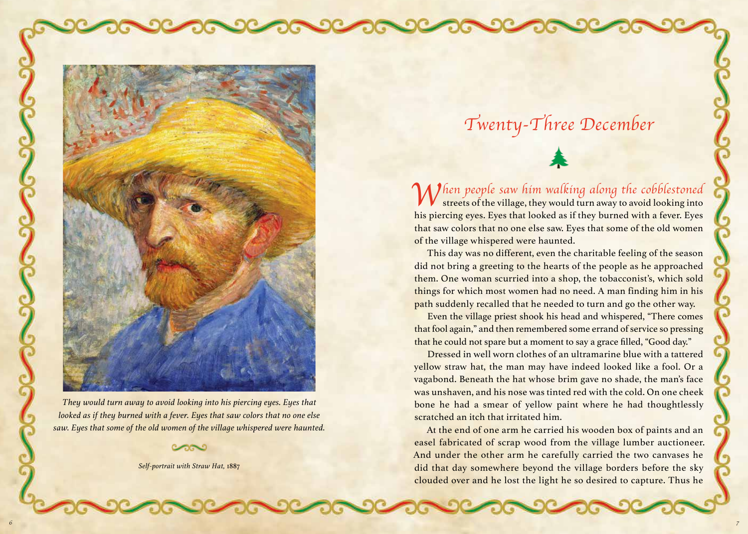They would turn away to avoid looking into his piercing eyes. Eyes that looked as if they burned with a fever. Eyes that saw colors that no one else saw. Eyes that some of the old women of the village whispered were haunted.

*Self-portrait with Straw Hat,* 1887

# Twenty-Three December

*When people saw him walking along the cobblestoned* streets of the village, they would turn away to avoid looking into his piercing eyes. Eyes that looked as if they burned with a fever. Eyes that saw colors that no one else saw. Eyes that some of the old women of the village whispered were haunted.

This day was no different, even the charitable feeling of the season did not bring a greeting to the hearts of the people as he approached them. One woman scurried into a shop, the tobacconist's, which sold things for which most women had no need. A man finding him in his path suddenly recalled that he needed to turn and go the other way.

Even the village priest shook his head and whispered, "There comes that fool again," and then remembered some errand of service so pressing that he could not spare but a moment to say a grace filled, "Good day."

Dressed in well worn clothes of an ultramarine blue with a tattered yellow straw hat, the man may have indeed looked like a fool. Or a vagabond. Beneath the hat whose brim gave no shade, the man's face was unshaven, and his nose was tinted red with the cold. On one cheek bone he had a smear of yellow paint where he had thoughtlessly scratched an itch that irritated him.

At the end of one arm he carried his wooden box of paints and an easel fabricated of scrap wood from the village lumber auctioneer. And under the other arm he carefully carried the two canvases he did that day somewhere beyond the village borders before the sky clouded over and he lost the light he so desired to capture. Thus he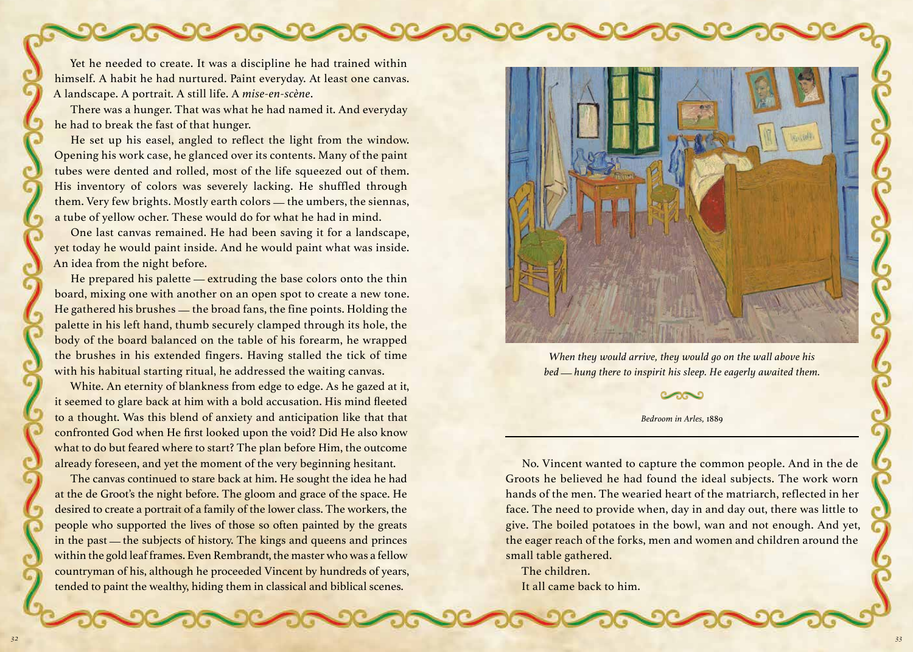Yet he needed to create. It was a discipline he had trained within himself. A habit he had nurtured. Paint everyday. At least one canvas. A landscape. A portrait. A still life. A *mise-en-scène*.

There was a hunger. That was what he had named it. And everyday he had to break the fast of that hunger.

He set up his easel, angled to reflect the light from the window. Opening his work case, he glanced over its contents. Many of the paint tubes were dented and rolled, most of the life squeezed out of them. His inventory of colors was severely lacking. He shuffled through them. Very few brights. Mostly earth colors — the umbers, the siennas, a tube of yellow ocher. These would do for what he had in mind.

One last canvas remained. He had been saving it for a landscape, yet today he would paint inside. And he would paint what was inside. An idea from the night before.

He prepared his palette — extruding the base colors onto the thin board, mixing one with another on an open spot to create a new tone. He gathered his brushes — the broad fans, the fine points. Holding the palette in his left hand, thumb securely clamped through its hole, the body of the board balanced on the table of his forearm, he wrapped the brushes in his extended fingers. Having stalled the tick of time with his habitual starting ritual, he addressed the waiting canvas.

White. An eternity of blankness from edge to edge. As he gazed at it, it seemed to glare back at him with a bold accusation. His mind fleeted to a thought. Was this blend of anxiety and anticipation like that that confronted God when He first looked upon the void? Did He also know what to do but feared where to start? The plan before Him, the outcome already foreseen, and yet the moment of the very beginning hesitant.

The canvas continued to stare back at him. He sought the idea he had at the de Groot's the night before. The gloom and grace of the space. He desired to create a portrait of a family of the lower class. The workers, the people who supported the lives of those so often painted by the greats in the past — the subjects of history. The kings and queens and princes within the gold leaf frames. Even Rembrandt, the master who was a fellow countryman of his, although he proceeded Vincent by hundreds of years, tended to paint the wealthy, hiding them in classical and biblical scenes.

*When they would arrive, they would go on the wall above his bed — hung there to inspirit his sleep. He eagerly awaited them.*

*Bedroom in Arles,* 1889

No. Vincent wanted to capture the common people. And in the de Groots he believed he had found the ideal subjects. The work worn hands of the men. The wearied heart of the matriarch, reflected in her face. The need to provide when, day in and day out, there was little to give. The boiled potatoes in the bowl, wan and not enough. And yet, the eager reach of the forks, men and women and children around the small table gathered.

The children.

It all came back to him.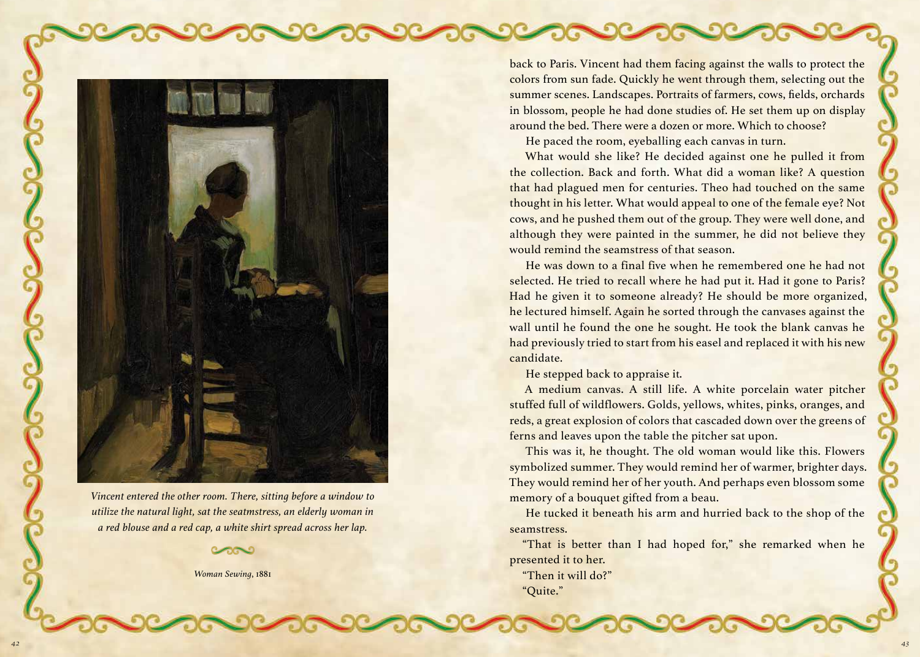*Vincent entered the other room. There, sitting before a window to utilize the natural light, sat the seatmstress, an elderly woman in a red blouse and a red cap, a white shirt spread across her lap.*

*Woman Sewing*, 1881

back to Paris. Vincent had them facing against the walls to protect the colors from sun fade. Quickly he went through them, selecting out the summer scenes. Landscapes. Portraits of farmers, cows, fields, orchards in blossom, people he had done studies of. He set them up on display around the bed. There were a dozen or more. Which to choose?

He paced the room, eyeballing each canvas in turn.

What would she like? He decided against one he pulled it from the collection. Back and forth. What did a woman like? A question that had plagued men for centuries. Theo had touched on the same thought in his letter. What would appeal to one of the female eye? Not cows, and he pushed them out of the group. They were well done, and although they were painted in the summer, he did not believe they would remind the seamstress of that season.

He was down to a final five when he remembered one he had not selected. He tried to recall where he had put it. Had it gone to Paris? Had he given it to someone already? He should be more organized, he lectured himself. Again he sorted through the canvases against the wall until he found the one he sought. He took the blank canvas he had previously tried to start from his easel and replaced it with his new candidate.

He stepped back to appraise it.

A medium canvas. A still life. A white porcelain water pitcher stuffed full of wildflowers. Golds, yellows, whites, pinks, oranges, and reds, a great explosion of colors that cascaded down over the greens of ferns and leaves upon the table the pitcher sat upon.

This was it, he thought. The old woman would like this. Flowers symbolized summer. They would remind her of warmer, brighter days. They would remind her of her youth. And perhaps even blossom some memory of a bouquet gifted from a beau.

He tucked it beneath his arm and hurried back to the shop of the seamstress.

"That is better than I had hoped for," she remarked when he presented it to her.

"Then it will do?"

"Quite."